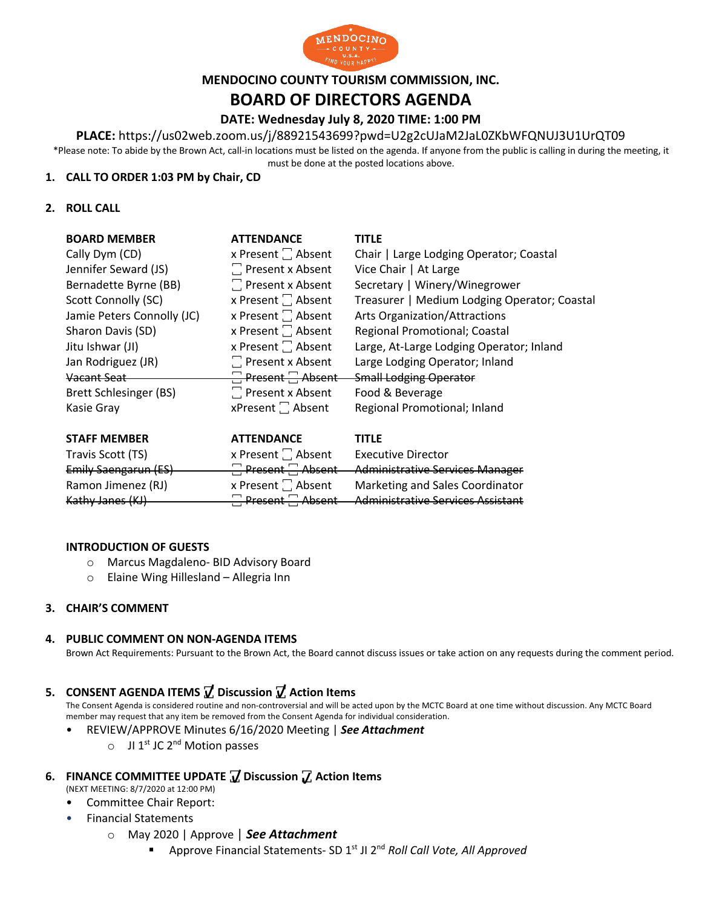# MENDOCINO COUNTY TOURISM COMMISSION, INC.

# BOARD OF DIRECTORS AGENDA

### DATE: Wednesday July 8, 2020 TIME: 1:00 PM

**PLACE:** https://us02web.zoom.us/j/88921543699?pwd=U2g2cUJaM2JaL0ZKbWFQNUJ3U1UrQT09

*Please note: To abide by the Brown Act, call-in locations must be listed on the agenda. If anyone from the public is calling in during the meeting, it must be done at the posted locations above.

1. **CALL TO ORDER 1:03 PM by Chair, CD**

2. **ROLL CALL**

| BOARD MEMBER | ATTENDANCE | TITLE |
|---|---|---|
| Cally Dym (CD) | x Present ☐ Absent | Chair \| Large Lodging Operator; Coastal |
| Jennifer Seward (JS) | ☐ Present x Absent | Vice Chair \| At Large |
| Bernadette Byrne (BB) | ☐ Present x Absent | Secretary \| Winery/Winegrower |
| Scott Connolly (SC) | x Present ☐ Absent | Treasurer \| Medium Lodging Operator; Coastal |
| Jamie Peters Connolly (JC) | x Present ☐ Absent | Arts Organization/Attractions |
| Sharon Davis (SD) | x Present ☐ Absent | Regional Promotional; Coastal |
| Jitu Ishwar (JI) | x Present ☐ Absent | Large, At-Large Lodging Operator; Inland |
| Jan Rodriguez (JR) | ☐ Present x Absent | Large Lodging Operator; Inland |
| ~~Vacant Seat~~ | ~~☐ Present ☐ Absent~~ | ~~Small Lodging Operator~~ |
| Brett Schlesinger (BS) | ☐ Present x Absent | Food & Beverage |
| Kasie Gray | xPresent ☐ Absent | Regional Promotional; Inland |

| STAFF MEMBER | ATTENDANCE | TITLE |
|---|---|---|
| Travis Scott (TS) | x Present ☐ Absent | Executive Director |
| ~~Emily Saengarun (ES)~~ | ~~☐ Present ☐ Absent~~ | ~~Administrative Services Manager~~ |
| Ramon Jimenez (RJ) | x Present ☐ Absent | Marketing and Sales Coordinator |
| ~~Kathy Janes (KJ)~~ | ~~☐ Present ☐ Absent~~ | ~~Administrative Services Assistant~~ |

**INTRODUCTION OF GUESTS**

- Marcus Magdaleno- BID Advisory Board
- Elaine Wing Hillesland – Allegria Inn

3. **CHAIR'S COMMENT**

4. **PUBLIC COMMENT ON NON-AGENDA ITEMS**

Brown Act Requirements: Pursuant to the Brown Act, the Board cannot discuss issues or take action on any requests during the comment period.

5. **CONSENT AGENDA ITEMS ☑ Discussion ☑ Action Items**

The Consent Agenda is considered routine and non-controversial and will be acted upon by the MCTC Board at one time without discussion. Any MCTC Board member may request that any item be removed from the Consent Agenda for individual consideration.

- REVIEW/APPROVE Minutes 6/16/2020 Meeting | ***See Attachment***
  - JI 1st JC 2nd Motion passes

6. **FINANCE COMMITTEE UPDATE ☑ Discussion ☑ Action Items**

(NEXT MEETING: 8/7/2020 at 12:00 PM)

- Committee Chair Report:
- Financial Statements
  - May 2020 | Approve | ***See Attachment***
    - Approve Financial Statements- SD 1st JI 2nd *Roll Call Vote, All Approved*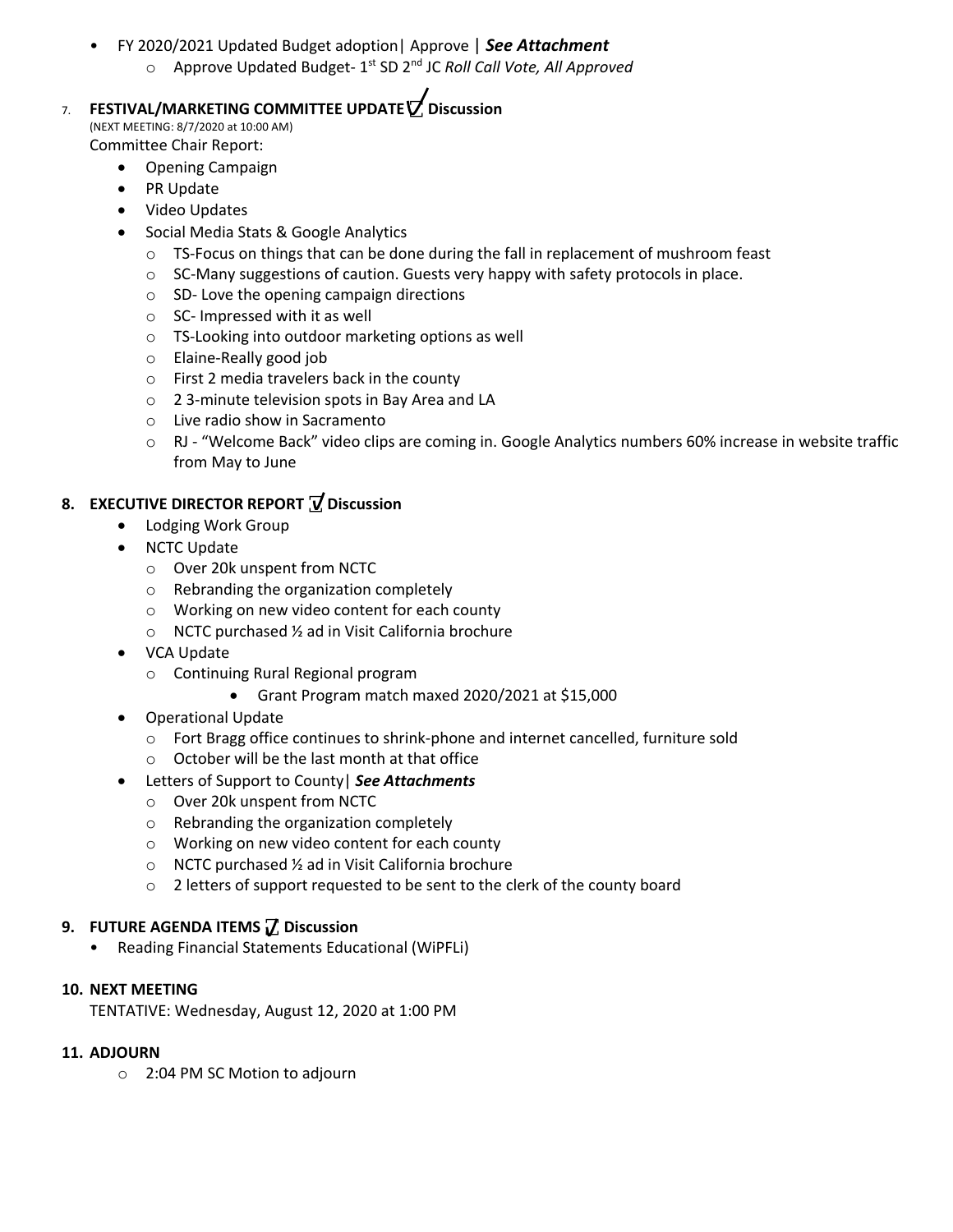- FY 2020/2021 Updated Budget adoption| Approve | ***See Attachment***
  - Approve Updated Budget- 1st SD 2nd JC *Roll Call Vote, All Approved*

7. **FESTIVAL/MARKETING COMMITTEE UPDATE ☑ Discussion**

(NEXT MEETING: 8/7/2020 at 10:00 AM)

Committee Chair Report:

- Opening Campaign
- PR Update
- Video Updates
- Social Media Stats & Google Analytics
  - TS-Focus on things that can be done during the fall in replacement of mushroom feast
  - SC-Many suggestions of caution. Guests very happy with safety protocols in place.
  - SD- Love the opening campaign directions
  - SC- Impressed with it as well
  - TS-Looking into outdoor marketing options as well
  - Elaine-Really good job
  - First 2 media travelers back in the county
  - 2 3-minute television spots in Bay Area and LA
  - Live radio show in Sacramento
  - RJ - "Welcome Back" video clips are coming in. Google Analytics numbers 60% increase in website traffic from May to June

8. **EXECUTIVE DIRECTOR REPORT ☑ Discussion**

- Lodging Work Group
- NCTC Update
  - Over 20k unspent from NCTC
  - Rebranding the organization completely
  - Working on new video content for each county
  - NCTC purchased ½ ad in Visit California brochure
- VCA Update
  - Continuing Rural Regional program
    - Grant Program match maxed 2020/2021 at $15,000
- Operational Update
  - Fort Bragg office continues to shrink-phone and internet cancelled, furniture sold
  - October will be the last month at that office
- Letters of Support to County| ***See Attachments***
  - Over 20k unspent from NCTC
  - Rebranding the organization completely
  - Working on new video content for each county
  - NCTC purchased ½ ad in Visit California brochure
  - 2 letters of support requested to be sent to the clerk of the county board

9. **FUTURE AGENDA ITEMS ☑ Discussion**

- Reading Financial Statements Educational (WiPFLi)

10. **NEXT MEETING**

TENTATIVE: Wednesday, August 12, 2020 at 1:00 PM

11. **ADJOURN**

  - 2:04 PM SC Motion to adjourn